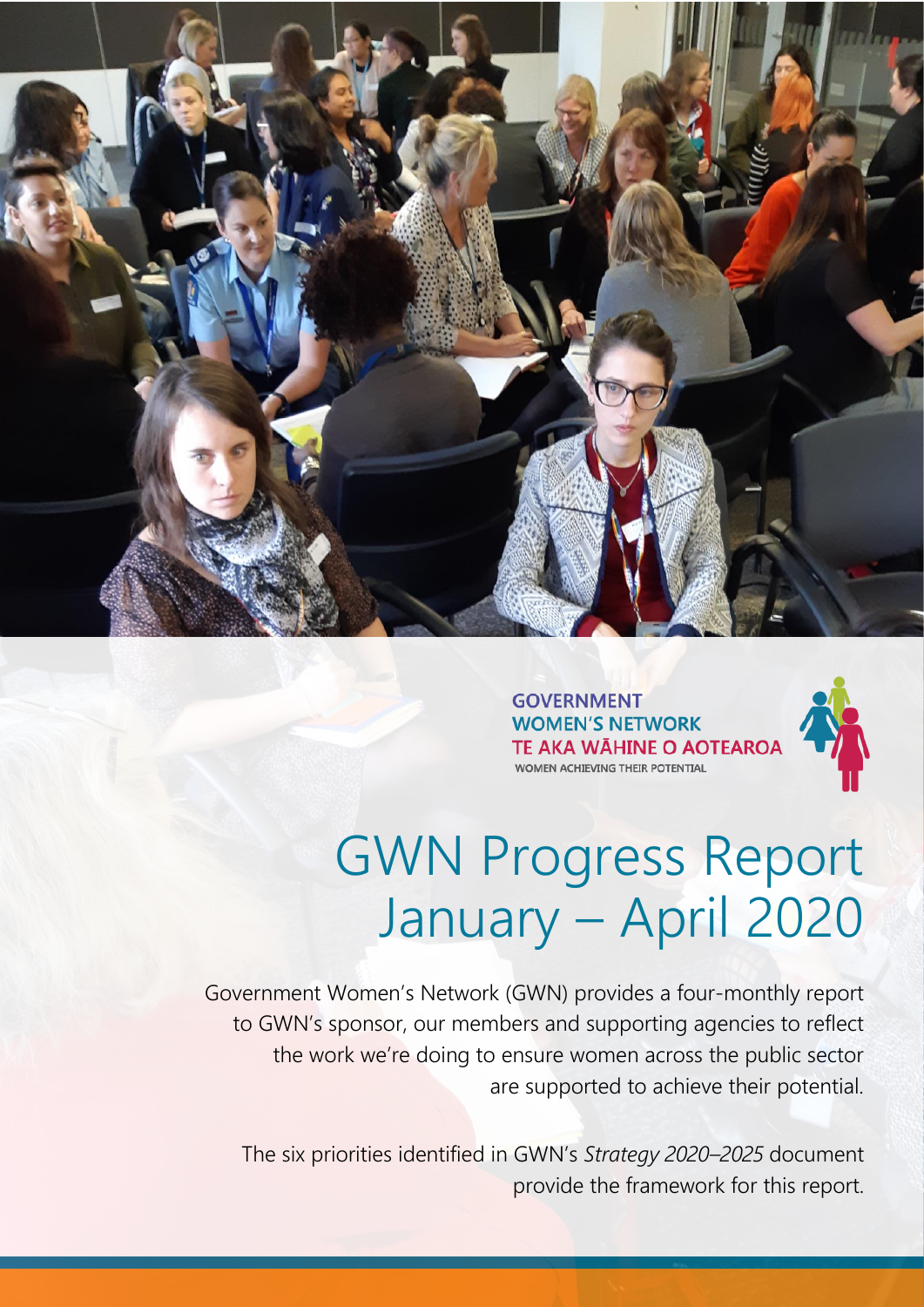GOVERNMENT WOMEN'S NETWORK
TE AKA WĀHINE O AOTEAROA
WOMEN ACHIEVING THEIR POTENTIAL

# GWN Progress Report January – April 2020

Government Women's Network (GWN) provides a four-monthly report to GWN's sponsor, our members and supporting agencies to reflect the work we're doing to ensure women across the public sector are supported to achieve their potential.

The six priorities identified in GWN's *Strategy 2020–2025* document provide the framework for this report.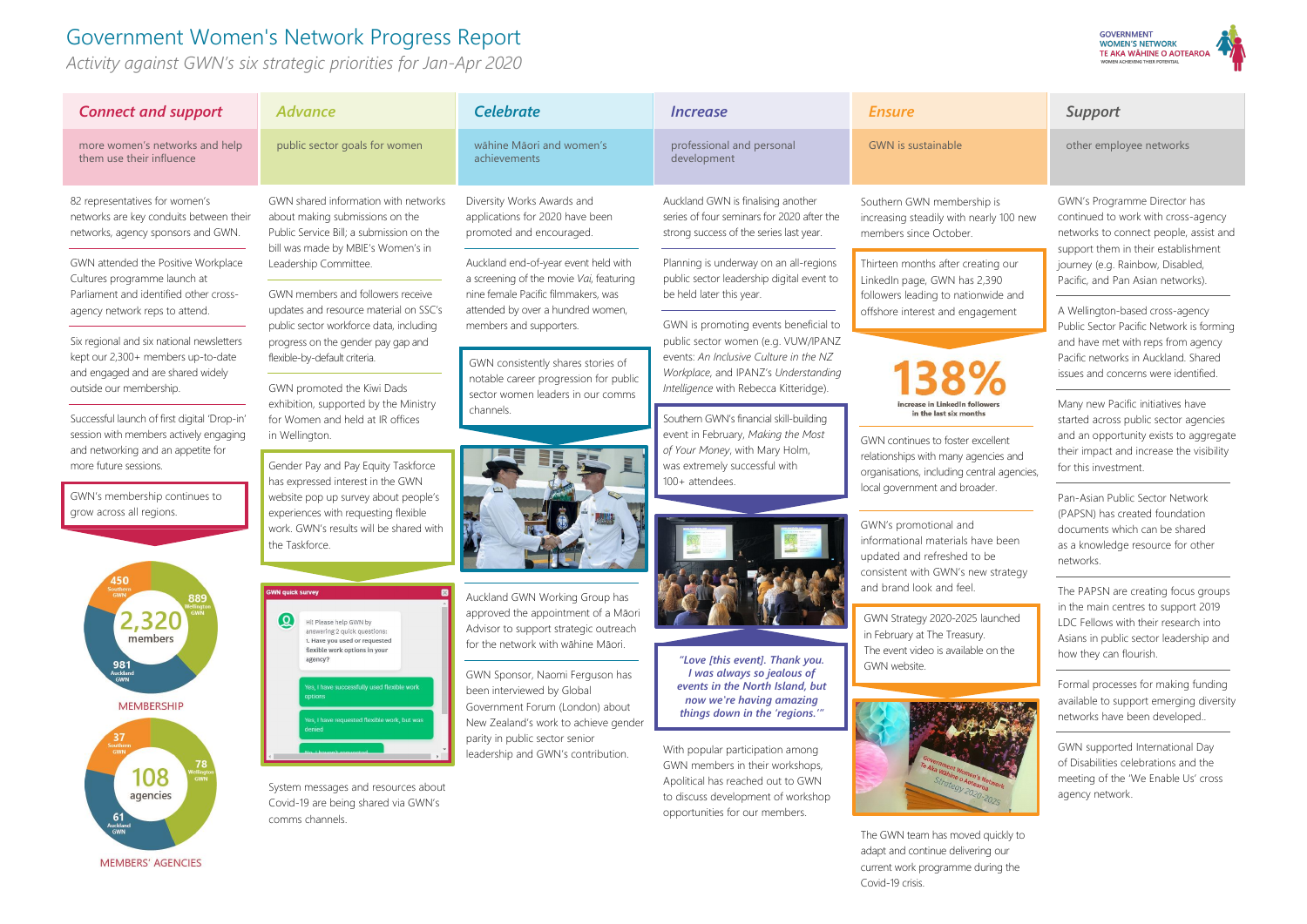# Government Women's Network Progress Report

*Activity against GWN's six strategic priorities for Jan-Apr 2020*

GOVERNMENT WOMEN'S NETWORK
TE AKA WĀHINE O AOTEAROA
WOMEN ACHIEVING THEIR POTENTIAL

## *Connect and support*

more women's networks and help them use their influence

82 representatives for women's networks are key conduits between their networks, agency sponsors and GWN.

GWN attended the Positive Workplace Cultures programme launch at Parliament and identified other cross-agency network reps to attend.

Six regional and six national newsletters kept our 2,300+ members up-to-date and engaged and are shared widely outside our membership.

Successful launch of first digital 'Drop-in' session with members actively engaging and networking and an appetite for more future sessions.

GWN's membership continues to grow across all regions.

**MEMBERSHIP**

2,320 members

- 450 Southern GWN
- 889 Wellington GWN
- 981 Auckland GWN

**MEMBERS' AGENCIES**

108 agencies

- 37 Southern GWN
- 78 Wellington GWN
- 61 Auckland GWN

## *Advance*

public sector goals for women

GWN shared information with networks about making submissions on the Public Service Bill; a submission on the bill was made by MBIE's Women's in Leadership Committee.

GWN members and followers receive updates and resource material on SSC's public sector workforce data, including progress on the gender pay gap and flexible-by-default criteria.

GWN promoted the Kiwi Dads exhibition, supported by the Ministry for Women and held at IR offices in Wellington.

Gender Pay and Pay Equity Taskforce has expressed interest in the GWN website pop up survey about people's experiences with requesting flexible work. GWN's results will be shared with the Taskforce.

GWN quick survey

Hi! Please help GWN by answering 2 quick questions:
1. Have you used or requested flexible work options in your agency?

Yes, I have successfully used flexible work options

Yes, I have requested flexible work, but was denied

No, I haven't requested...

System messages and resources about Covid-19 are being shared via GWN's comms channels.

## *Celebrate*

wāhine Māori and women's achievements

Diversity Works Awards and applications for 2020 have been promoted and encouraged.

Auckland end-of-year event held with a screening of the movie *Vai*, featuring nine female Pacific filmmakers, was attended by over a hundred women, members and supporters.

GWN consistently shares stories of notable career progression for public sector women leaders in our comms channels.

Auckland GWN Working Group has approved the appointment of a Māori Advisor to support strategic outreach for the network with wāhine Māori.

GWN Sponsor, Naomi Ferguson has been interviewed by Global Government Forum (London) about New Zealand's work to achieve gender parity in public sector senior leadership and GWN's contribution.

## *Increase*

professional and personal development

Auckland GWN is finalising another series of four seminars for 2020 after the strong success of the series last year.

Planning is underway on an all-regions public sector leadership digital event to be held later this year.

GWN is promoting events beneficial to public sector women (e.g. VUW/IPANZ events: *An Inclusive Culture in the NZ Workplace*, and IPANZ's *Understanding Intelligence* with Rebecca Kitteridge).

Southern GWN's financial skill-building event in February, *Making the Most of Your Money*, with Mary Holm, was extremely successful with 100+ attendees.

***"Love [this event]. Thank you. I was always so jealous of events in the North Island, but now we're having amazing things down in the 'regions.'"***

With popular participation among GWN members in their workshops, Apolitical has reached out to GWN to discuss development of workshop opportunities for our members.

## *Ensure*

GWN is sustainable

Southern GWN membership is increasing steadily with nearly 100 new members since October.

Thirteen months after creating our LinkedIn page, GWN has 2,390 followers leading to nationwide and offshore interest and engagement

**138%**
increase in LinkedIn followers in the last six months

GWN continues to foster excellent relationships with many agencies and organisations, including central agencies, local government and broader.

GWN's promotional and informational materials have been updated and refreshed to be consistent with GWN's new strategy and brand look and feel.

GWN Strategy 2020-2025 launched in February at The Treasury. The event video is available on the GWN website.

The GWN team has moved quickly to adapt and continue delivering our current work programme during the Covid-19 crisis.

## *Support*

other employee networks

GWN's Programme Director has continued to work with cross-agency networks to connect people, assist and support them in their establishment journey (e.g. Rainbow, Disabled, Pacific, and Pan Asian networks).

A Wellington-based cross-agency Public Sector Pacific Network is forming and have met with reps from agency Pacific networks in Auckland. Shared issues and concerns were identified.

Many new Pacific initiatives have started across public sector agencies and an opportunity exists to aggregate their impact and increase the visibility for this investment.

Pan-Asian Public Sector Network (PAPSN) has created foundation documents which can be shared as a knowledge resource for other networks.

The PAPSN are creating focus groups in the main centres to support 2019 LDC Fellows with their research into Asians in public sector leadership and how they can flourish.

Formal processes for making funding available to support emerging diversity networks have been developed..

GWN supported International Day of Disabilities celebrations and the meeting of the 'We Enable Us' cross agency network.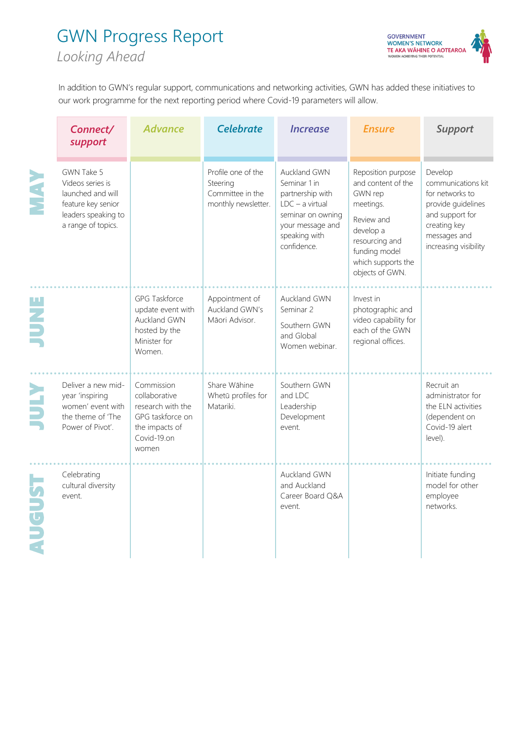# GWN Progress Report

*Looking Ahead*

GOVERNMENT WOMEN'S NETWORK
TE AKA WĀHINE O AOTEAROA
WOMEN ACHIEVING THEIR POTENTIAL

In addition to GWN's regular support, communications and networking activities, GWN has added these initiatives to our work programme for the next reporting period where Covid-19 parameters will allow.

| | Connect/ support | Advance | Celebrate | Increase | Ensure | Support |
|---|---|---|---|---|---|---|
| MAY | GWN Take 5 Videos series is launched and will feature key senior leaders speaking to a range of topics. | | Profile one of the Steering Committee in the monthly newsletter. | Auckland GWN Seminar 1 in partnership with LDC – a virtual seminar on owning your message and speaking with confidence. | Reposition purpose and content of the GWN rep meetings.<br><br>Review and develop a resourcing and funding model which supports the objects of GWN. | Develop communications kit for networks to provide guidelines and support for creating key messages and increasing visibility |
| JUNE | | GPG Taskforce update event with Auckland GWN hosted by the Minister for Women. | Appointment of Auckland GWN's Māori Advisor. | Auckland GWN Seminar 2<br><br>Southern GWN and Global Women webinar. | Invest in photographic and video capability for each of the GWN regional offices. | |
| JULY | Deliver a new mid-year 'inspiring women' event with the theme of 'The Power of Pivot'. | Commission collaborative research with the GPG taskforce on the impacts of Covid-19.on women | Share Wāhine Whetū profiles for Matariki. | Southern GWN and LDC Leadership Development event. | | Recruit an administrator for the ELN activities (dependent on Covid-19 alert level). |
| AUGUST | Celebrating cultural diversity event. | | | Auckland GWN and Auckland Career Board Q&A event. | | Initiate funding model for other employee networks. |